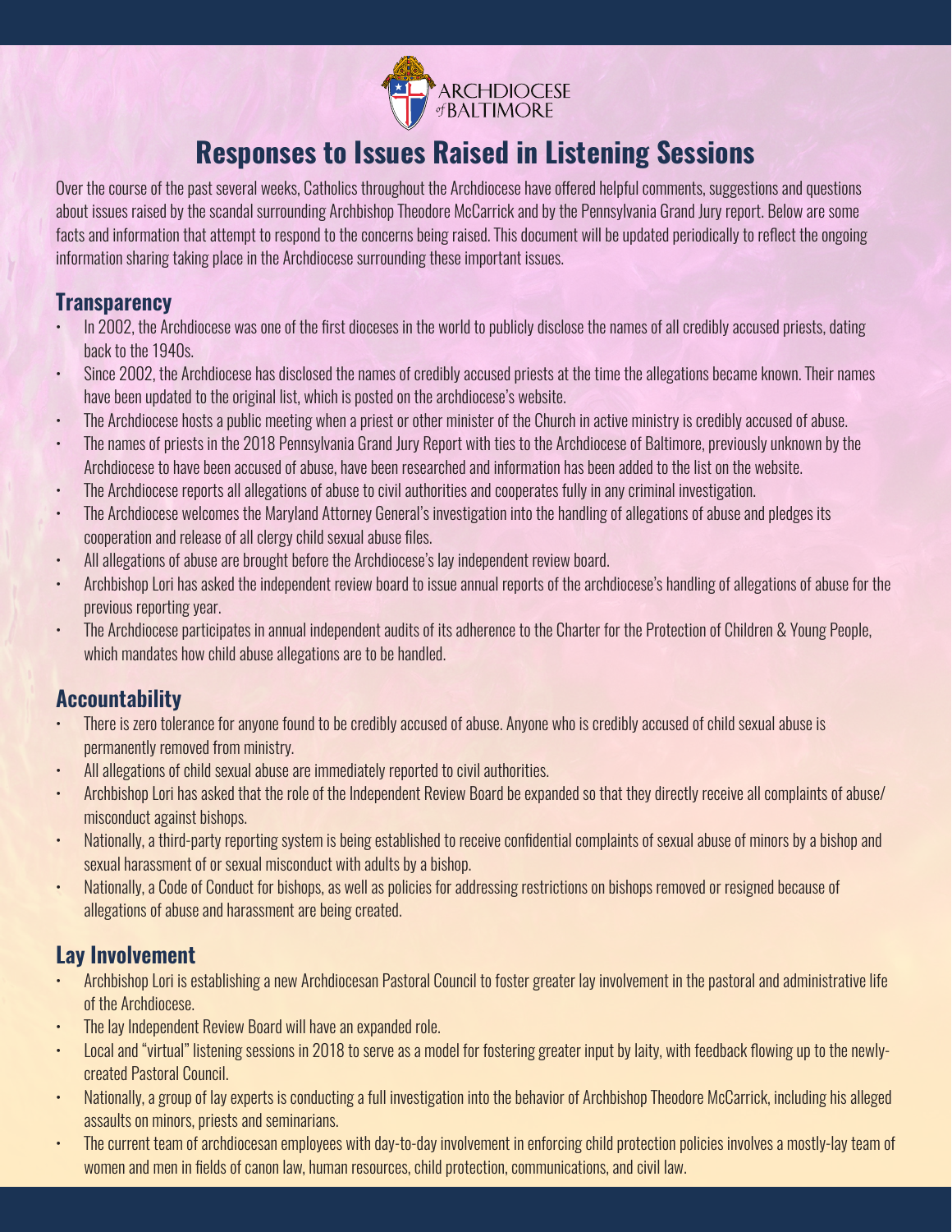ARCHDIOCESE of BALTIMORE

# Responses to Issues Raised in Listening Sessions

Over the course of the past several weeks, Catholics throughout the Archdiocese have offered helpful comments, suggestions and questions about issues raised by the scandal surrounding Archbishop Theodore McCarrick and by the Pennsylvania Grand Jury report. Below are some facts and information that attempt to respond to the concerns being raised. This document will be updated periodically to reflect the ongoing information sharing taking place in the Archdiocese surrounding these important issues.

## Transparency

- In 2002, the Archdiocese was one of the first dioceses in the world to publicly disclose the names of all credibly accused priests, dating back to the 1940s.
- Since 2002, the Archdiocese has disclosed the names of credibly accused priests at the time the allegations became known. Their names have been updated to the original list, which is posted on the archdiocese's website.
- The Archdiocese hosts a public meeting when a priest or other minister of the Church in active ministry is credibly accused of abuse.
- The names of priests in the 2018 Pennsylvania Grand Jury Report with ties to the Archdiocese of Baltimore, previously unknown by the Archdiocese to have been accused of abuse, have been researched and information has been added to the list on the website.
- The Archdiocese reports all allegations of abuse to civil authorities and cooperates fully in any criminal investigation.
- The Archdiocese welcomes the Maryland Attorney General's investigation into the handling of allegations of abuse and pledges its cooperation and release of all clergy child sexual abuse files.
- All allegations of abuse are brought before the Archdiocese's lay independent review board.
- Archbishop Lori has asked the independent review board to issue annual reports of the archdiocese's handling of allegations of abuse for the previous reporting year.
- The Archdiocese participates in annual independent audits of its adherence to the Charter for the Protection of Children & Young People, which mandates how child abuse allegations are to be handled.

## Accountability

- There is zero tolerance for anyone found to be credibly accused of abuse. Anyone who is credibly accused of child sexual abuse is permanently removed from ministry.
- All allegations of child sexual abuse are immediately reported to civil authorities.
- Archbishop Lori has asked that the role of the Independent Review Board be expanded so that they directly receive all complaints of abuse/misconduct against bishops.
- Nationally, a third-party reporting system is being established to receive confidential complaints of sexual abuse of minors by a bishop and sexual harassment of or sexual misconduct with adults by a bishop.
- Nationally, a Code of Conduct for bishops, as well as policies for addressing restrictions on bishops removed or resigned because of allegations of abuse and harassment are being created.

## Lay Involvement

- Archbishop Lori is establishing a new Archdiocesan Pastoral Council to foster greater lay involvement in the pastoral and administrative life of the Archdiocese.
- The lay Independent Review Board will have an expanded role.
- Local and "virtual" listening sessions in 2018 to serve as a model for fostering greater input by laity, with feedback flowing up to the newly-created Pastoral Council.
- Nationally, a group of lay experts is conducting a full investigation into the behavior of Archbishop Theodore McCarrick, including his alleged assaults on minors, priests and seminarians.
- The current team of archdiocesan employees with day-to-day involvement in enforcing child protection policies involves a mostly-lay team of women and men in fields of canon law, human resources, child protection, communications, and civil law.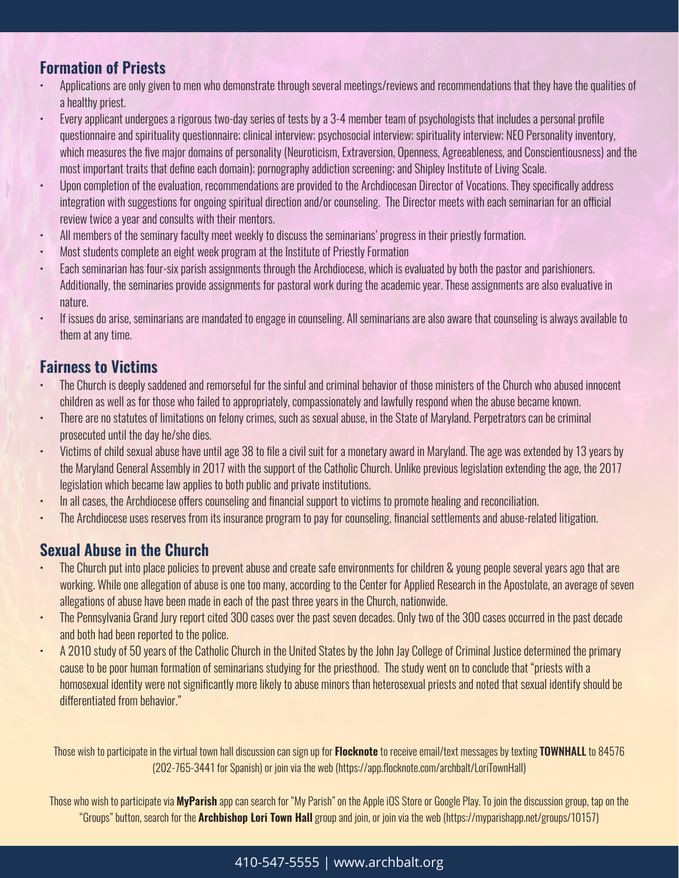## Formation of Priests

- Applications are only given to men who demonstrate through several meetings/reviews and recommendations that they have the qualities of a healthy priest.
- Every applicant undergoes a rigorous two-day series of tests by a 3-4 member team of psychologists that includes a personal profile questionnaire and spirituality questionnaire; clinical interview; psychosocial interview; spirituality interview; NEO Personality inventory, which measures the five major domains of personality (Neuroticism, Extraversion, Openness, Agreeableness, and Conscientiousness) and the most important traits that define each domain); pornography addiction screening; and Shipley Institute of Living Scale.
- Upon completion of the evaluation, recommendations are provided to the Archdiocesan Director of Vocations. They specifically address integration with suggestions for ongoing spiritual direction and/or counseling. The Director meets with each seminarian for an official review twice a year and consults with their mentors.
- All members of the seminary faculty meet weekly to discuss the seminarians' progress in their priestly formation.
- Most students complete an eight week program at the Institute of Priestly Formation
- Each seminarian has four-six parish assignments through the Archdiocese, which is evaluated by both the pastor and parishioners. Additionally, the seminaries provide assignments for pastoral work during the academic year. These assignments are also evaluative in nature.
- If issues do arise, seminarians are mandated to engage in counseling. All seminarians are also aware that counseling is always available to them at any time.

## Fairness to Victims

- The Church is deeply saddened and remorseful for the sinful and criminal behavior of those ministers of the Church who abused innocent children as well as for those who failed to appropriately, compassionately and lawfully respond when the abuse became known.
- There are no statutes of limitations on felony crimes, such as sexual abuse, in the State of Maryland. Perpetrators can be criminal prosecuted until the day he/she dies.
- Victims of child sexual abuse have until age 38 to file a civil suit for a monetary award in Maryland. The age was extended by 13 years by the Maryland General Assembly in 2017 with the support of the Catholic Church. Unlike previous legislation extending the age, the 2017 legislation which became law applies to both public and private institutions.
- In all cases, the Archdiocese offers counseling and financial support to victims to promote healing and reconciliation.
- The Archdiocese uses reserves from its insurance program to pay for counseling, financial settlements and abuse-related litigation.

## Sexual Abuse in the Church

- The Church put into place policies to prevent abuse and create safe environments for children & young people several years ago that are working. While one allegation of abuse is one too many, according to the Center for Applied Research in the Apostolate, an average of seven allegations of abuse have been made in each of the past three years in the Church, nationwide.
- The Pennsylvania Grand Jury report cited 300 cases over the past seven decades. Only two of the 300 cases occurred in the past decade and both had been reported to the police.
- A 2010 study of 50 years of the Catholic Church in the United States by the John Jay College of Criminal Justice determined the primary cause to be poor human formation of seminarians studying for the priesthood. The study went on to conclude that "priests with a homosexual identity were not significantly more likely to abuse minors than heterosexual priests and noted that sexual identify should be differentiated from behavior."

Those wish to participate in the virtual town hall discussion can sign up for **Flocknote** to receive email/text messages by texting **TOWNHALL** to 84576 (202-765-3441 for Spanish) or join via the web (https://app.flocknote.com/archbalt/LoriTownHall)

Those who wish to participate via **MyParish** app can search for "My Parish" on the Apple iOS Store or Google Play. To join the discussion group, tap on the "Groups" button, search for the **Archbishop Lori Town Hall** group and join, or join via the web (https://myparishapp.net/groups/10157)

410-547-5555 | www.archbalt.org